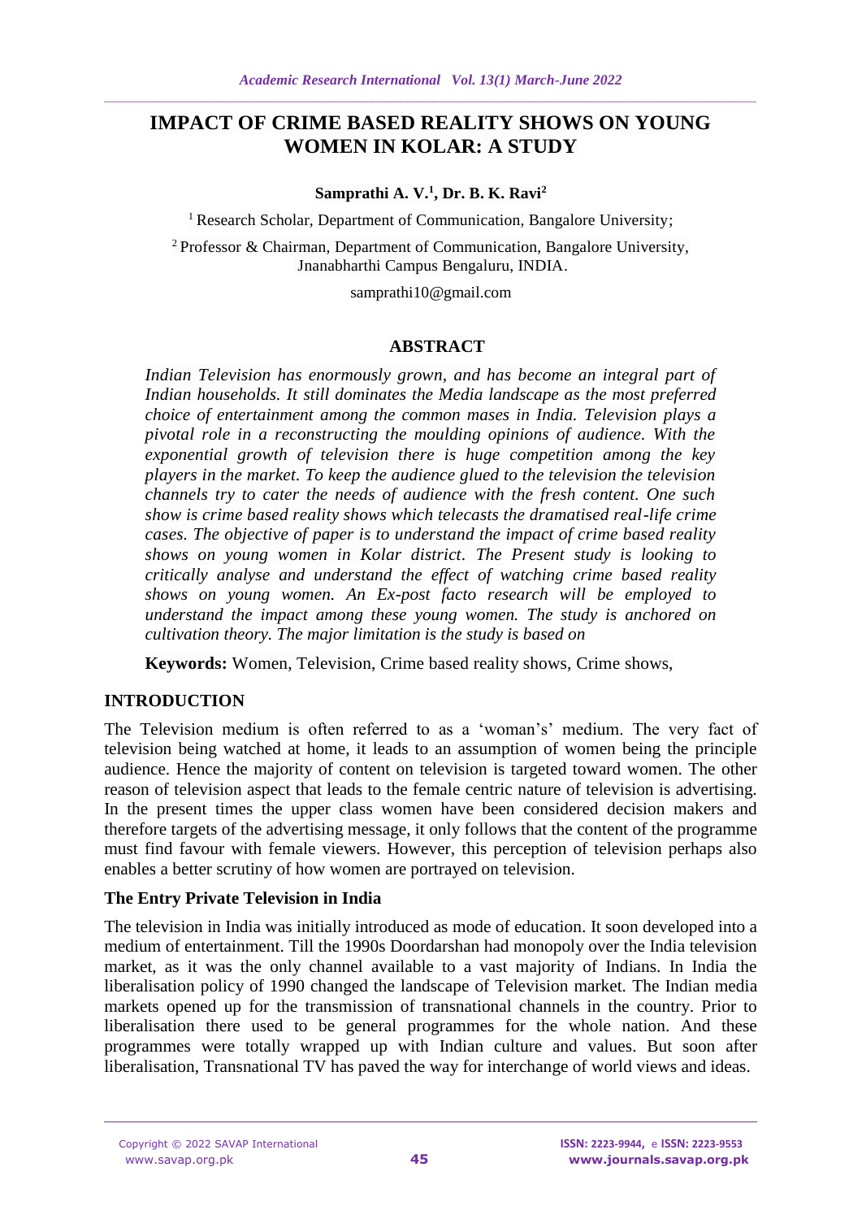# IMPACT OF CRIME BASED REALITY SHOWS ON YOUNG WOMEN IN KOLAR: A STUDY

**Samprathi A. V.[1], Dr. B. K. Ravi[2]**

[1] Research Scholar, Department of Communication, Bangalore University;

[2] Professor & Chairman, Department of Communication, Bangalore University, Jnanabharthi Campus Bengaluru, INDIA.

samprathi10@gmail.com

## ABSTRACT

*Indian Television has enormously grown, and has become an integral part of Indian households. It still dominates the Media landscape as the most preferred choice of entertainment among the common mases in India. Television plays a pivotal role in a reconstructing the moulding opinions of audience. With the exponential growth of television there is huge competition among the key players in the market. To keep the audience glued to the television the television channels try to cater the needs of audience with the fresh content. One such show is crime based reality shows which telecasts the dramatised real-life crime cases. The objective of paper is to understand the impact of crime based reality shows on young women in Kolar district. The Present study is looking to critically analyse and understand the effect of watching crime based reality shows on young women. An Ex-post facto research will be employed to understand the impact among these young women. The study is anchored on cultivation theory. The major limitation is the study is based on*

**Keywords:** Women, Television, Crime based reality shows, Crime shows,

## INTRODUCTION

The Television medium is often referred to as a 'woman's' medium. The very fact of television being watched at home, it leads to an assumption of women being the principle audience. Hence the majority of content on television is targeted toward women. The other reason of television aspect that leads to the female centric nature of television is advertising. In the present times the upper class women have been considered decision makers and therefore targets of the advertising message, it only follows that the content of the programme must find favour with female viewers. However, this perception of television perhaps also enables a better scrutiny of how women are portrayed on television.

### The Entry Private Television in India

The television in India was initially introduced as mode of education. It soon developed into a medium of entertainment. Till the 1990s Doordarshan had monopoly over the India television market, as it was the only channel available to a vast majority of Indians. In India the liberalisation policy of 1990 changed the landscape of Television market. The Indian media markets opened up for the transmission of transnational channels in the country. Prior to liberalisation there used to be general programmes for the whole nation. And these programmes were totally wrapped up with Indian culture and values. But soon after liberalisation, Transnational TV has paved the way for interchange of world views and ideas.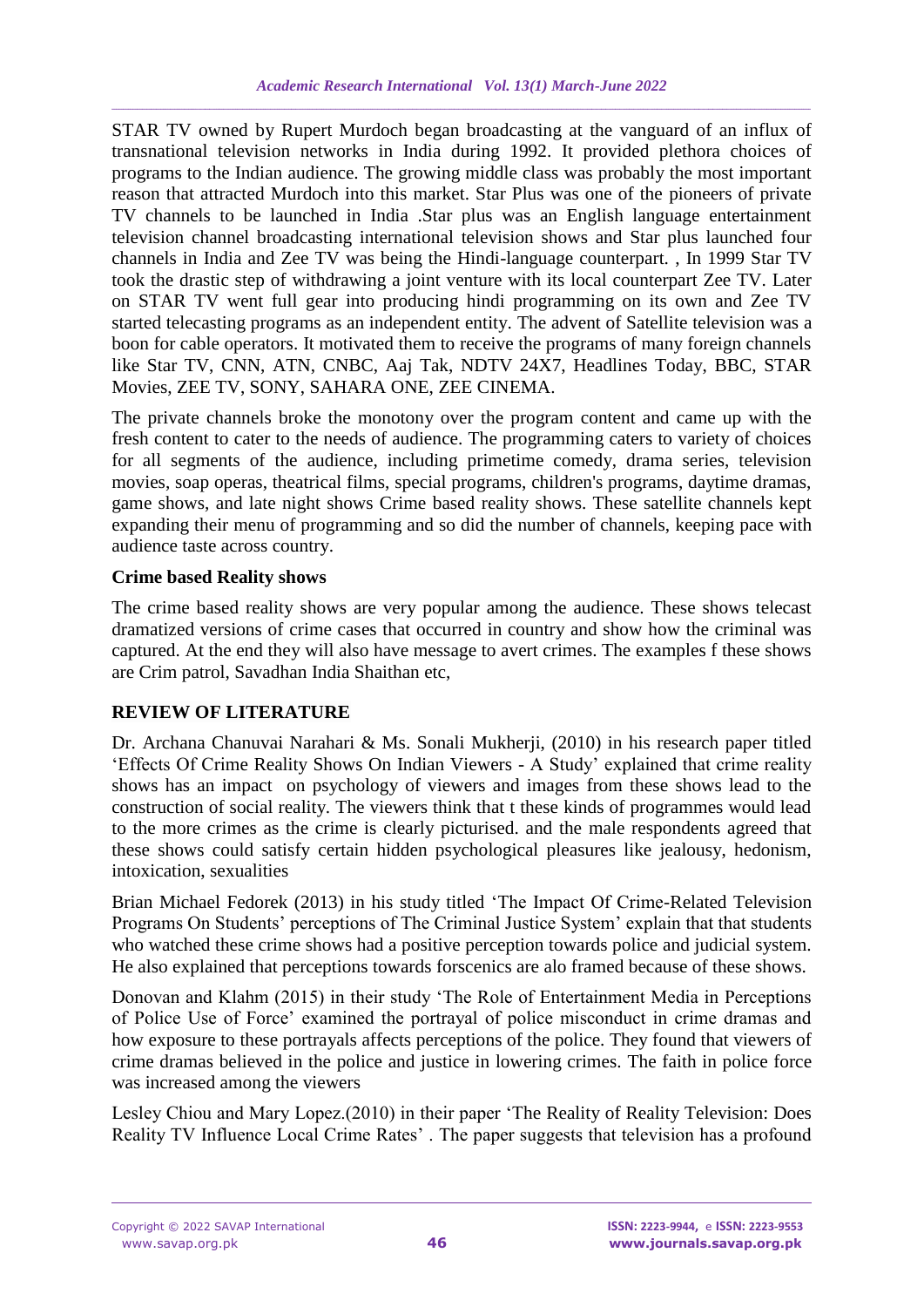STAR TV owned by Rupert Murdoch began broadcasting at the vanguard of an influx of transnational television networks in India during 1992. It provided plethora choices of programs to the Indian audience. The growing middle class was probably the most important reason that attracted Murdoch into this market. Star Plus was one of the pioneers of private TV channels to be launched in India .Star plus was an English language entertainment television channel broadcasting international television shows and Star plus launched four channels in India and Zee TV was being the Hindi-language counterpart. , In 1999 Star TV took the drastic step of withdrawing a joint venture with its local counterpart Zee TV. Later on STAR TV went full gear into producing hindi programming on its own and Zee TV started telecasting programs as an independent entity. The advent of Satellite television was a boon for cable operators. It motivated them to receive the programs of many foreign channels like Star TV, CNN, ATN, CNBC, Aaj Tak, NDTV 24X7, Headlines Today, BBC, STAR Movies, ZEE TV, SONY, SAHARA ONE, ZEE CINEMA.

The private channels broke the monotony over the program content and came up with the fresh content to cater to the needs of audience. The programming caters to variety of choices for all segments of the audience, including primetime comedy, drama series, television movies, soap operas, theatrical films, special programs, children's programs, daytime dramas, game shows, and late night shows Crime based reality shows. These satellite channels kept expanding their menu of programming and so did the number of channels, keeping pace with audience taste across country.

### Crime based Reality shows

The crime based reality shows are very popular among the audience. These shows telecast dramatized versions of crime cases that occurred in country and show how the criminal was captured. At the end they will also have message to avert crimes. The examples f these shows are Crim patrol, Savadhan India Shaithan etc,

## REVIEW OF LITERATURE

Dr. Archana Chanuvai Narahari & Ms. Sonali Mukherji, (2010) in his research paper titled 'Effects Of Crime Reality Shows On Indian Viewers - A Study' explained that crime reality shows has an impact on psychology of viewers and images from these shows lead to the construction of social reality. The viewers think that t these kinds of programmes would lead to the more crimes as the crime is clearly picturised. and the male respondents agreed that these shows could satisfy certain hidden psychological pleasures like jealousy, hedonism, intoxication, sexualities

Brian Michael Fedorek (2013) in his study titled 'The Impact Of Crime-Related Television Programs On Students' perceptions of The Criminal Justice System' explain that that students who watched these crime shows had a positive perception towards police and judicial system. He also explained that perceptions towards forscenics are alo framed because of these shows.

Donovan and Klahm (2015) in their study 'The Role of Entertainment Media in Perceptions of Police Use of Force' examined the portrayal of police misconduct in crime dramas and how exposure to these portrayals affects perceptions of the police. They found that viewers of crime dramas believed in the police and justice in lowering crimes. The faith in police force was increased among the viewers

Lesley Chiou and Mary Lopez.(2010) in their paper 'The Reality of Reality Television: Does Reality TV Influence Local Crime Rates' . The paper suggests that television has a profound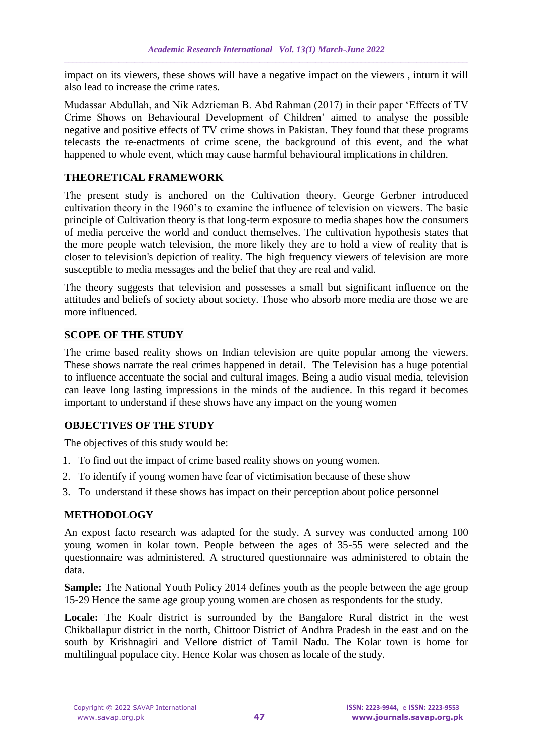impact on its viewers, these shows will have a negative impact on the viewers , inturn it will also lead to increase the crime rates.

Mudassar Abdullah, and Nik Adzrieman B. Abd Rahman (2017) in their paper 'Effects of TV Crime Shows on Behavioural Development of Children' aimed to analyse the possible negative and positive effects of TV crime shows in Pakistan. They found that these programs telecasts the re-enactments of crime scene, the background of this event, and the what happened to whole event, which may cause harmful behavioural implications in children.

## THEORETICAL FRAMEWORK

The present study is anchored on the Cultivation theory. George Gerbner introduced cultivation theory in the 1960's to examine the influence of television on viewers. The basic principle of Cultivation theory is that long-term exposure to media shapes how the consumers of media perceive the world and conduct themselves. The cultivation hypothesis states that the more people watch television, the more likely they are to hold a view of reality that is closer to television's depiction of reality. The high frequency viewers of television are more susceptible to media messages and the belief that they are real and valid.

The theory suggests that television and possesses a small but significant influence on the attitudes and beliefs of society about society. Those who absorb more media are those we are more influenced.

## SCOPE OF THE STUDY

The crime based reality shows on Indian television are quite popular among the viewers. These shows narrate the real crimes happened in detail. The Television has a huge potential to influence accentuate the social and cultural images. Being a audio visual media, television can leave long lasting impressions in the minds of the audience. In this regard it becomes important to understand if these shows have any impact on the young women

## OBJECTIVES OF THE STUDY

The objectives of this study would be:

1. To find out the impact of crime based reality shows on young women.
2. To identify if young women have fear of victimisation because of these show
3. To understand if these shows has impact on their perception about police personnel

## METHODOLOGY

An expost facto research was adapted for the study. A survey was conducted among 100 young women in kolar town. People between the ages of 35-55 were selected and the questionnaire was administered. A structured questionnaire was administered to obtain the data.

**Sample:** The National Youth Policy 2014 defines youth as the people between the age group 15-29 Hence the same age group young women are chosen as respondents for the study.

**Locale:** The Koalr district is surrounded by the Bangalore Rural district in the west Chikballapur district in the north, Chittoor District of Andhra Pradesh in the east and on the south by Krishnagiri and Vellore district of Tamil Nadu. The Kolar town is home for multilingual populace city. Hence Kolar was chosen as locale of the study.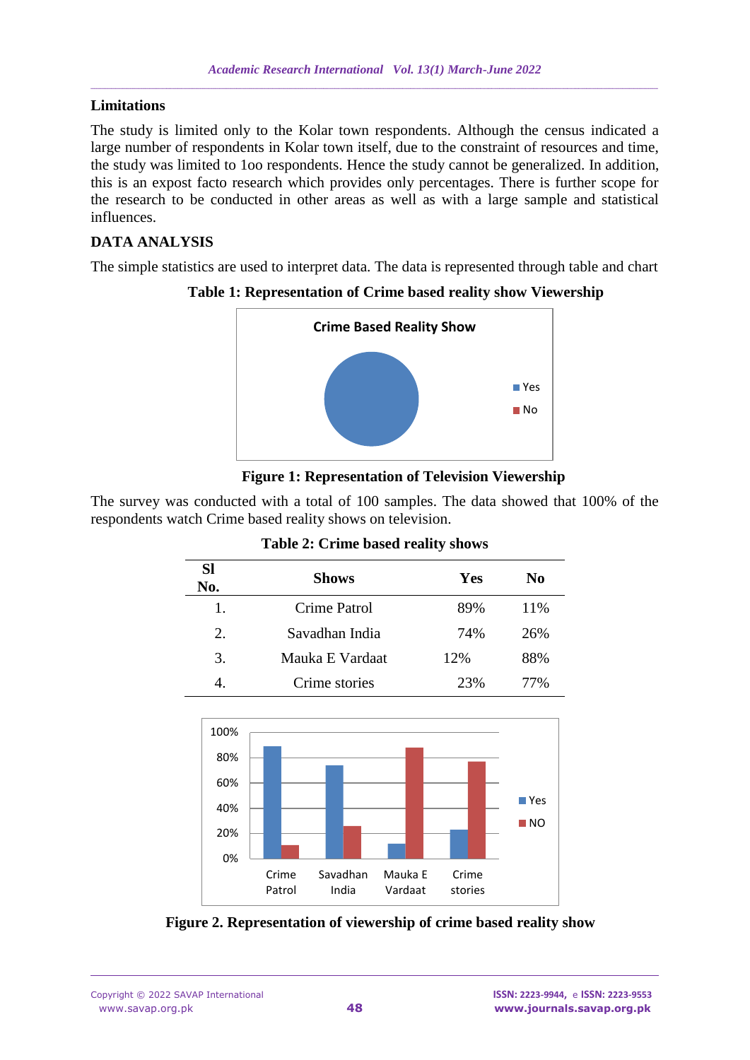## Limitations

The study is limited only to the Kolar town respondents. Although the census indicated a large number of respondents in Kolar town itself, due to the constraint of resources and time, the study was limited to 1oo respondents. Hence the study cannot be generalized. In addition, this is an expost facto research which provides only percentages. There is further scope for the research to be conducted in other areas as well as with a large sample and statistical influences.

## DATA ANALYSIS

The simple statistics are used to interpret data. The data is represented through table and chart

**Table 1: Representation of Crime based reality show Viewership**

**Figure 1: Representation of Television Viewership**

The survey was conducted with a total of 100 samples. The data showed that 100% of the respondents watch Crime based reality shows on television.

**Table 2: Crime based reality shows**

| Sl No. | Shows | Yes | No |
|---|---|---|---|
| 1. | Crime Patrol | 89% | 11% |
| 2. | Savadhan India | 74% | 26% |
| 3. | Mauka E Vardaat | 12% | 88% |
| 4. | Crime stories | 23% | 77% |

**Figure 2. Representation of viewership of crime based reality show**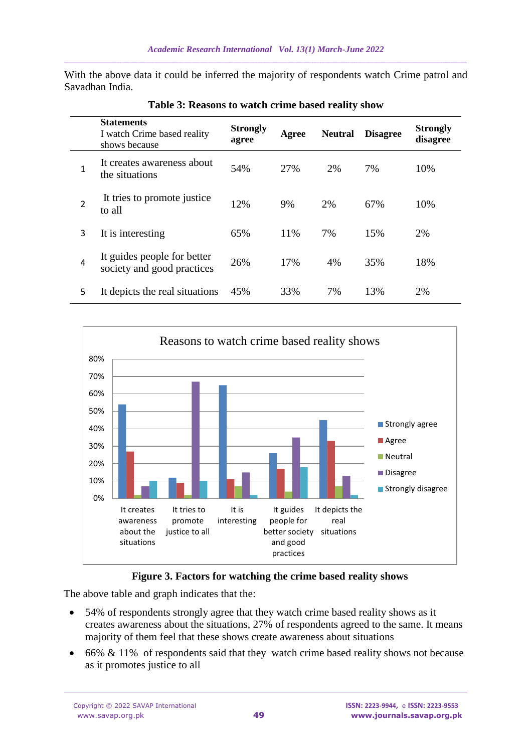With the above data it could be inferred the majority of respondents watch Crime patrol and Savadhan India.

**Table 3: Reasons to watch crime based reality show**

| | **Statements** I watch Crime based reality shows because | **Strongly agree** | **Agree** | **Neutral** | **Disagree** | **Strongly disagree** |
|---|---|---|---|---|---|---|
| 1 | It creates awareness about the situations | 54% | 27% | 2% | 7% | 10% |
| 2 | It tries to promote justice to all | 12% | 9% | 2% | 67% | 10% |
| 3 | It is interesting | 65% | 11% | 7% | 15% | 2% |
| 4 | It guides people for better society and good practices | 26% | 17% | 4% | 35% | 18% |
| 5 | It depicts the real situations | 45% | 33% | 7% | 13% | 2% |

**Figure 3. Factors for watching the crime based reality shows**

The above table and graph indicates that the:

- 54% of respondents strongly agree that they watch crime based reality shows as it creates awareness about the situations, 27% of respondents agreed to the same. It means majority of them feel that these shows create awareness about situations
- 66% & 11% of respondents said that they watch crime based reality shows not because as it promotes justice to all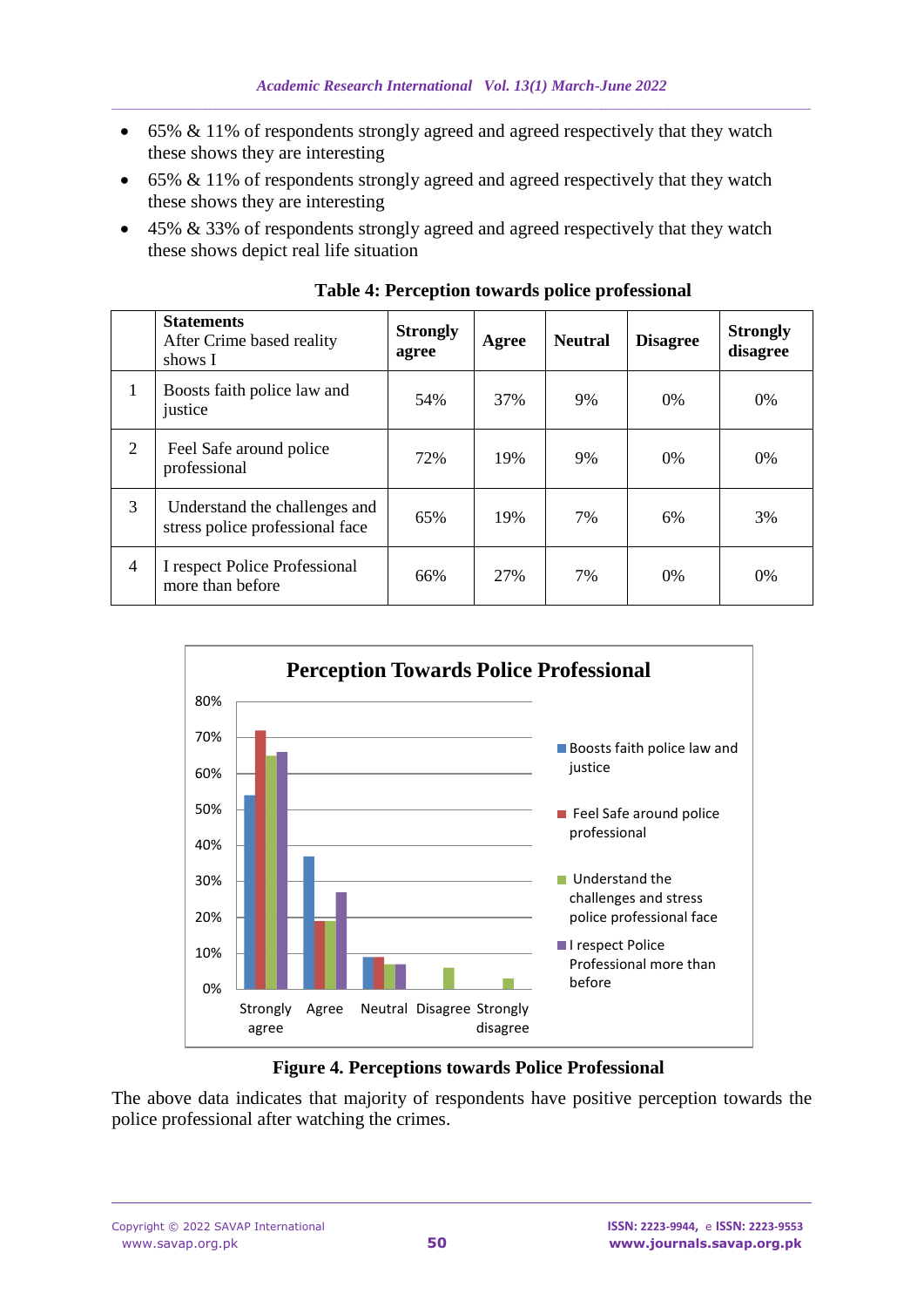- 65% & 11% of respondents strongly agreed and agreed respectively that they watch these shows they are interesting
- 65% & 11% of respondents strongly agreed and agreed respectively that they watch these shows they are interesting
- 45% & 33% of respondents strongly agreed and agreed respectively that they watch these shows depict real life situation

**Table 4: Perception towards police professional**

| | **Statements** After Crime based reality shows I | **Strongly agree** | **Agree** | **Neutral** | **Disagree** | **Strongly disagree** |
|---|---|---|---|---|---|---|
| 1 | Boosts faith police law and justice | 54% | 37% | 9% | 0% | 0% |
| 2 | Feel Safe around police professional | 72% | 19% | 9% | 0% | 0% |
| 3 | Understand the challenges and stress police professional face | 65% | 19% | 7% | 6% | 3% |
| 4 | I respect Police Professional more than before | 66% | 27% | 7% | 0% | 0% |

**Figure 4. Perceptions towards Police Professional**

The above data indicates that majority of respondents have positive perception towards the police professional after watching the crimes.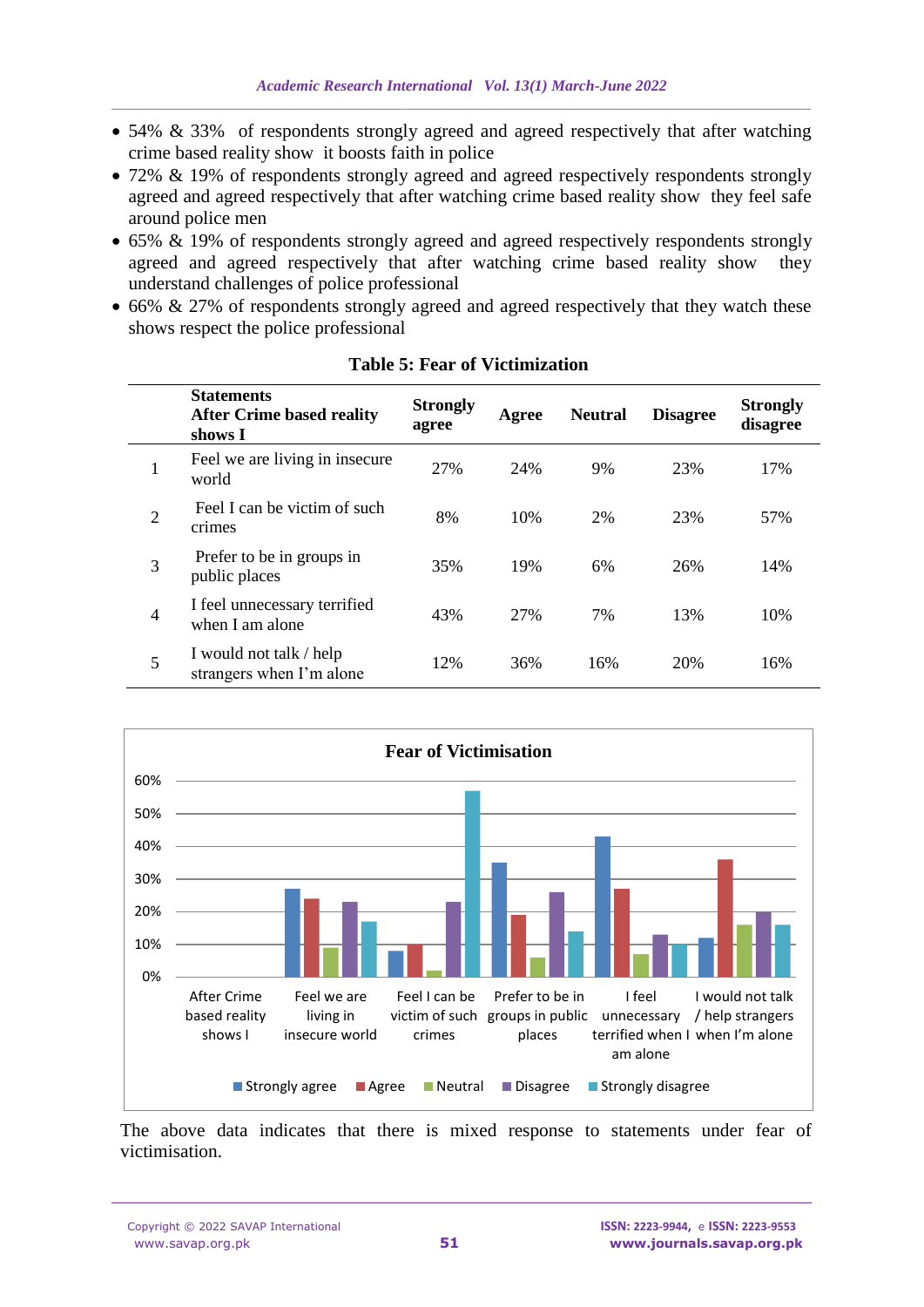- 54% & 33% of respondents strongly agreed and agreed respectively that after watching crime based reality show it boosts faith in police
- 72% & 19% of respondents strongly agreed and agreed respectively respondents strongly agreed and agreed respectively that after watching crime based reality show they feel safe around police men
- 65% & 19% of respondents strongly agreed and agreed respectively respondents strongly agreed and agreed respectively that after watching crime based reality show they understand challenges of police professional
- 66% & 27% of respondents strongly agreed and agreed respectively that they watch these shows respect the police professional

**Table 5: Fear of Victimization**

| | Statements After Crime based reality shows I | Strongly agree | Agree | Neutral | Disagree | Strongly disagree |
|---|---|---|---|---|---|---|
| 1 | Feel we are living in insecure world | 27% | 24% | 9% | 23% | 17% |
| 2 | Feel I can be victim of such crimes | 8% | 10% | 2% | 23% | 57% |
| 3 | Prefer to be in groups in public places | 35% | 19% | 6% | 26% | 14% |
| 4 | I feel unnecessary terrified when I am alone | 43% | 27% | 7% | 13% | 10% |
| 5 | I would not talk / help strangers when I'm alone | 12% | 36% | 16% | 20% | 16% |

**Fear of Victimisation**

The above data indicates that there is mixed response to statements under fear of victimisation.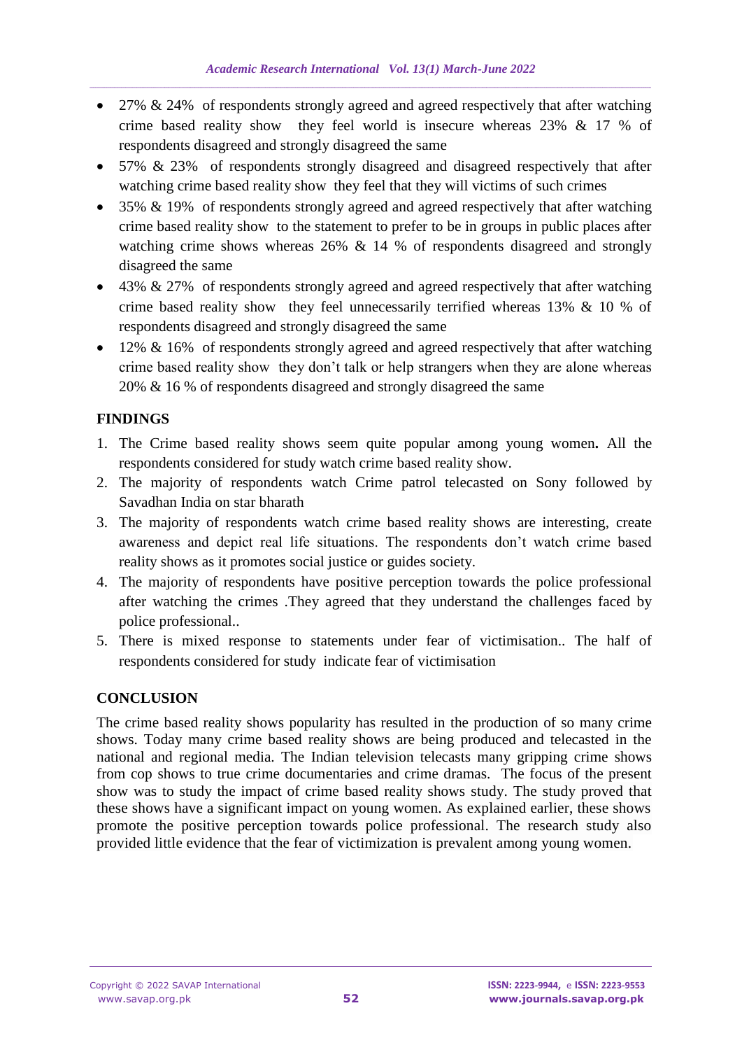- 27% & 24% of respondents strongly agreed and agreed respectively that after watching crime based reality show they feel world is insecure whereas 23% & 17 % of respondents disagreed and strongly disagreed the same
- 57% & 23% of respondents strongly disagreed and disagreed respectively that after watching crime based reality show they feel that they will victims of such crimes
- 35% & 19% of respondents strongly agreed and agreed respectively that after watching crime based reality show to the statement to prefer to be in groups in public places after watching crime shows whereas 26% & 14 % of respondents disagreed and strongly disagreed the same
- 43% & 27% of respondents strongly agreed and agreed respectively that after watching crime based reality show they feel unnecessarily terrified whereas 13% & 10 % of respondents disagreed and strongly disagreed the same
- 12% & 16% of respondents strongly agreed and agreed respectively that after watching crime based reality show they don't talk or help strangers when they are alone whereas 20% & 16 % of respondents disagreed and strongly disagreed the same

## FINDINGS

1. The Crime based reality shows seem quite popular among young women**.** All the respondents considered for study watch crime based reality show.
2. The majority of respondents watch Crime patrol telecasted on Sony followed by Savadhan India on star bharath
3. The majority of respondents watch crime based reality shows are interesting, create awareness and depict real life situations. The respondents don't watch crime based reality shows as it promotes social justice or guides society.
4. The majority of respondents have positive perception towards the police professional after watching the crimes .They agreed that they understand the challenges faced by police professional..
5. There is mixed response to statements under fear of victimisation.. The half of respondents considered for study indicate fear of victimisation

## CONCLUSION

The crime based reality shows popularity has resulted in the production of so many crime shows. Today many crime based reality shows are being produced and telecasted in the national and regional media. The Indian television telecasts many gripping crime shows from cop shows to true crime documentaries and crime dramas. The focus of the present show was to study the impact of crime based reality shows study. The study proved that these shows have a significant impact on young women. As explained earlier, these shows promote the positive perception towards police professional. The research study also provided little evidence that the fear of victimization is prevalent among young women.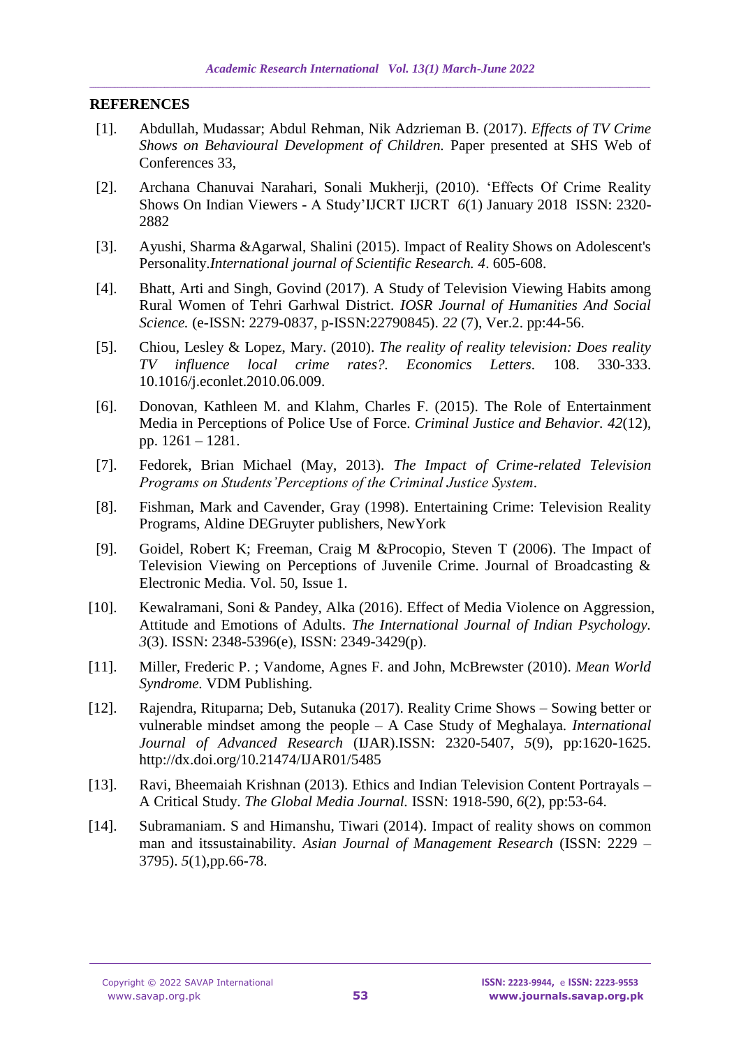## REFERENCES

[1]. Abdullah, Mudassar; Abdul Rehman, Nik Adzrieman B. (2017). *Effects of TV Crime Shows on Behavioural Development of Children.* Paper presented at SHS Web of Conferences 33,

[2]. Archana Chanuvai Narahari, Sonali Mukherji, (2010). 'Effects Of Crime Reality Shows On Indian Viewers - A Study'IJCRT IJCRT *6*(1) January 2018 ISSN: 2320-2882

[3]. Ayushi, Sharma &Agarwal, Shalini (2015). Impact of Reality Shows on Adolescent's Personality.*International journal of Scientific Research. 4*. 605-608.

[4]. Bhatt, Arti and Singh, Govind (2017). A Study of Television Viewing Habits among Rural Women of Tehri Garhwal District. *IOSR Journal of Humanities And Social Science.* (e-ISSN: 2279-0837, p-ISSN:22790845). *22* (7), Ver.2. pp:44-56.

[5]. Chiou, Lesley & Lopez, Mary. (2010). *The reality of reality television: Does reality TV influence local crime rates?. Economics Letters*. 108. 330-333. 10.1016/j.econlet.2010.06.009.

[6]. Donovan, Kathleen M. and Klahm, Charles F. (2015). The Role of Entertainment Media in Perceptions of Police Use of Force. *Criminal Justice and Behavior. 42*(12), pp. 1261 – 1281.

[7]. Fedorek, Brian Michael (May, 2013). *The Impact of Crime-related Television Programs on Students'Perceptions of the Criminal Justice System*.

[8]. Fishman, Mark and Cavender, Gray (1998). Entertaining Crime: Television Reality Programs, Aldine DEGruyter publishers, NewYork

[9]. Goidel, Robert K; Freeman, Craig M &Procopio, Steven T (2006). The Impact of Television Viewing on Perceptions of Juvenile Crime. Journal of Broadcasting & Electronic Media. Vol. 50, Issue 1.

[10]. Kewalramani, Soni & Pandey, Alka (2016). Effect of Media Violence on Aggression, Attitude and Emotions of Adults. *The International Journal of Indian Psychology. 3*(3). ISSN: 2348-5396(e), ISSN: 2349-3429(p).

[11]. Miller, Frederic P. ; Vandome, Agnes F. and John, McBrewster (2010). *Mean World Syndrome.* VDM Publishing.

[12]. Rajendra, Rituparna; Deb, Sutanuka (2017). Reality Crime Shows – Sowing better or vulnerable mindset among the people – A Case Study of Meghalaya. *International Journal of Advanced Research* (IJAR).ISSN: 2320-5407, *5*(9), pp:1620-1625. http://dx.doi.org/10.21474/IJAR01/5485

[13]. Ravi, Bheemaiah Krishnan (2013). Ethics and Indian Television Content Portrayals – A Critical Study. *The Global Media Journal.* ISSN: 1918-590, *6*(2), pp:53-64.

[14]. Subramaniam. S and Himanshu, Tiwari (2014). Impact of reality shows on common man and itssustainability. *Asian Journal of Management Research* (ISSN: 2229 – 3795). *5*(1),pp.66-78.